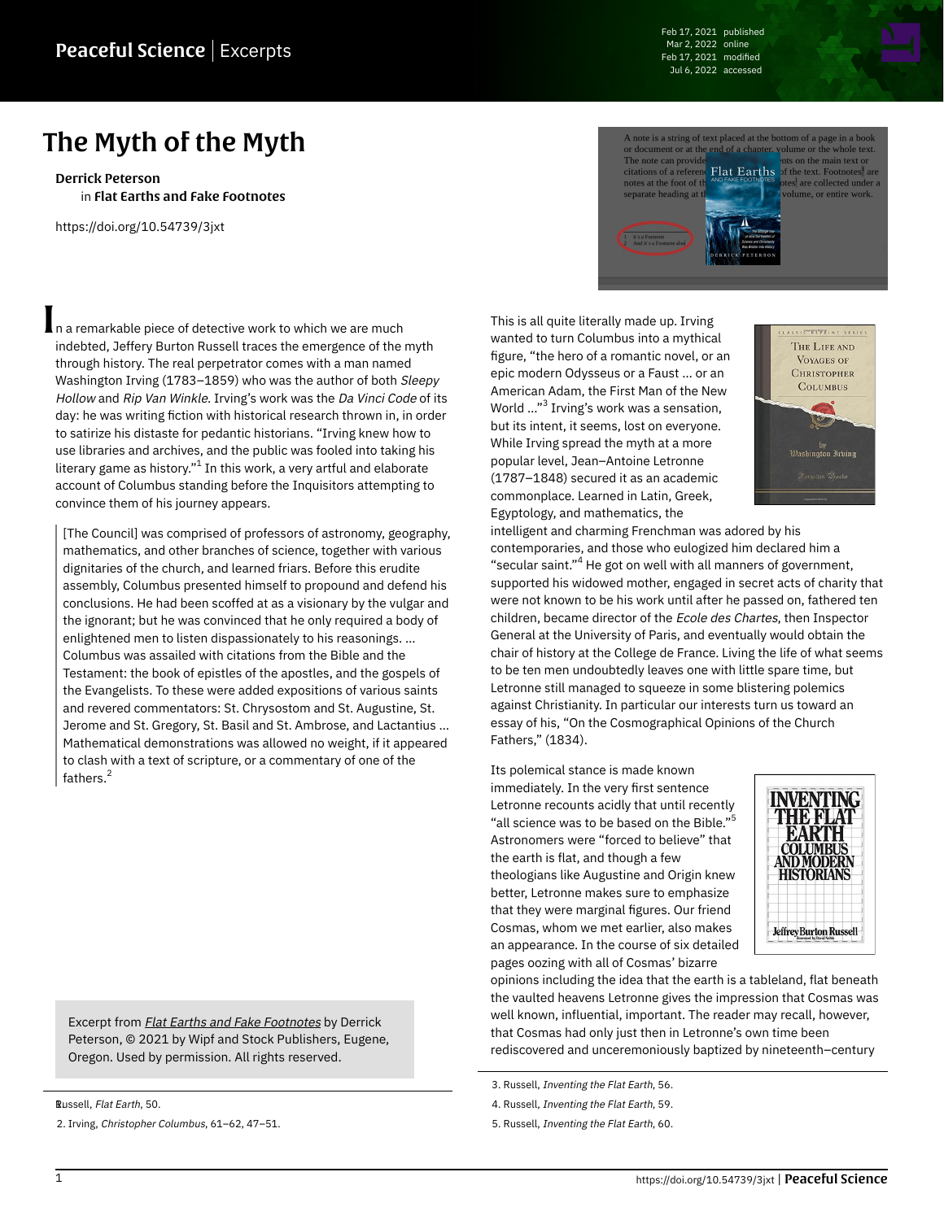# The Myth of the Myth

**Derrick Peterson**
in **Flat Earths and Fake Footnotes**

https://doi.org/10.54739/3jxt

In a remarkable piece of detective work to which we are much indebted, Jeffery Burton Russell traces the emergence of the myth through history. The real perpetrator comes with a man named Washington Irving (1783–1859) who was the author of both *Sleepy Hollow* and *Rip Van Winkle*. Irving's work was the *Da Vinci Code* of its day: he was writing fiction with historical research thrown in, in order to satirize his distaste for pedantic historians. "Irving knew how to use libraries and archives, and the public was fooled into taking his literary game as history."[1] In this work, a very artful and elaborate account of Columbus standing before the Inquisitors attempting to convince them of his journey appears.

> [The Council] was comprised of professors of astronomy, geography, mathematics, and other branches of science, together with various dignitaries of the church, and learned friars. Before this erudite assembly, Columbus presented himself to propound and defend his conclusions. He had been scoffed at as a visionary by the vulgar and the ignorant; but he was convinced that he only required a body of enlightened men to listen dispassionately to his reasonings. … Columbus was assailed with citations from the Bible and the Testament: the book of epistles of the apostles, and the gospels of the Evangelists. To these were added expositions of various saints and revered commentators: St. Chrysostom and St. Augustine, St. Jerome and St. Gregory, St. Basil and St. Ambrose, and Lactantius … Mathematical demonstrations was allowed no weight, if it appeared to clash with a text of scripture, or a commentary of one of the fathers.[2]

Excerpt from *Flat Earths and Fake Footnotes* by Derrick Peterson, © 2021 by Wipf and Stock Publishers, Eugene, Oregon. Used by permission. All rights reserved.

This is all quite literally made up. Irving wanted to turn Columbus into a mythical figure, "the hero of a romantic novel, or an epic modern Odysseus or a Faust … or an American Adam, the First Man of the New World …"[3] Irving's work was a sensation, but its intent, it seems, lost on everyone. While Irving spread the myth at a more popular level, Jean–Antoine Letronne (1787–1848) secured it as an academic commonplace. Learned in Latin, Greek, Egyptology, and mathematics, the intelligent and charming Frenchman was adored by his contemporaries, and those who eulogized him declared him a "secular saint."[4] He got on well with all manners of government, supported his widowed mother, engaged in secret acts of charity that were not known to be his work until after he passed on, fathered ten children, became director of the *Ecole des Chartes,* then Inspector General at the University of Paris, and eventually would obtain the chair of history at the College de France. Living the life of what seems to be ten men undoubtedly leaves one with little spare time, but Letronne still managed to squeeze in some blistering polemics against Christianity. In particular our interests turn us toward an essay of his, "On the Cosmographical Opinions of the Church Fathers," (1834).

Its polemical stance is made known immediately. In the very first sentence Letronne recounts acidly that until recently "all science was to be based on the Bible."[5] Astronomers were "forced to believe" that the earth is flat, and though a few theologians like Augustine and Origin knew better, Letronne makes sure to emphasize that they were marginal figures. Our friend Cosmas, whom we met earlier, also makes an appearance. In the course of six detailed pages oozing with all of Cosmas' bizarre opinions including the idea that the earth is a tableland, flat beneath the vaulted heavens Letronne gives the impression that Cosmas was well known, influential, important. The reader may recall, however, that Cosmas had only just then in Letronne's own time been rediscovered and unceremoniously baptized by nineteenth–century

1. Russell, *Flat Earth*, 50.
2. Irving, *Christopher Columbus*, 61–62, 47–51.
3. Russell, *Inventing the Flat Earth*, 56.
4. Russell, *Inventing the Flat Earth*, 59.
5. Russell, *Inventing the Flat Earth*, 60.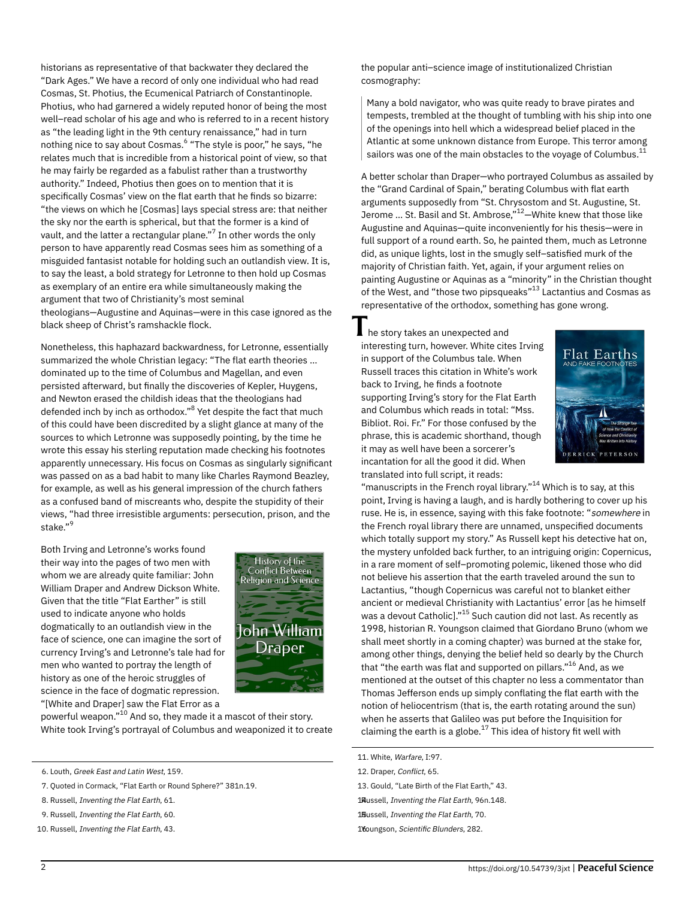historians as representative of that backwater they declared the "Dark Ages." We have a record of only one individual who had read Cosmas, St. Photius, the Ecumenical Patriarch of Constantinople. Photius, who had garnered a widely reputed honor of being the most well–read scholar of his age and who is referred to in a recent history as "the leading light in the 9th century renaissance," had in turn nothing nice to say about Cosmas.[6] "The style is poor," he says, "he relates much that is incredible from a historical point of view, so that he may fairly be regarded as a fabulist rather than a trustworthy authority." Indeed, Photius then goes on to mention that it is specifically Cosmas' view on the flat earth that he finds so bizarre: "the views on which he [Cosmas] lays special stress are: that neither the sky nor the earth is spherical, but that the former is a kind of vault, and the latter a rectangular plane."[7] In other words the only person to have apparently read Cosmas sees him as something of a misguided fantasist notable for holding such an outlandish view. It is, to say the least, a bold strategy for Letronne to then hold up Cosmas as exemplary of an entire era while simultaneously making the argument that two of Christianity's most seminal theologians—Augustine and Aquinas—were in this case ignored as the black sheep of Christ's ramshackle flock.

Nonetheless, this haphazard backwardness, for Letronne, essentially summarized the whole Christian legacy: "The flat earth theories … dominated up to the time of Columbus and Magellan, and even persisted afterward, but finally the discoveries of Kepler, Huygens, and Newton erased the childish ideas that the theologians had defended inch by inch as orthodox."[8] Yet despite the fact that much of this could have been discredited by a slight glance at many of the sources to which Letronne was supposedly pointing, by the time he wrote this essay his sterling reputation made checking his footnotes apparently unnecessary. His focus on Cosmas as singularly significant was passed on as a bad habit to many like Charles Raymond Beazley, for example, as well as his general impression of the church fathers as a confused band of miscreants who, despite the stupidity of their views, "had three irresistible arguments: persecution, prison, and the stake."[9]

Both Irving and Letronne's works found their way into the pages of two men with whom we are already quite familiar: John William Draper and Andrew Dickson White. Given that the title "Flat Earther" is still used to indicate anyone who holds dogmatically to an outlandish view in the face of science, one can imagine the sort of currency Irving's and Letronne's tale had for men who wanted to portray the length of history as one of the heroic struggles of science in the face of dogmatic repression. "[White and Draper] saw the Flat Error as a powerful weapon."[10] And so, they made it a mascot of their story. White took Irving's portrayal of Columbus and weaponized it to create the popular anti–science image of institutionalized Christian cosmography:

> Many a bold navigator, who was quite ready to brave pirates and tempests, trembled at the thought of tumbling with his ship into one of the openings into hell which a widespread belief placed in the Atlantic at some unknown distance from Europe. This terror among sailors was one of the main obstacles to the voyage of Columbus.[11]

A better scholar than Draper—who portrayed Columbus as assailed by the "Grand Cardinal of Spain," berating Columbus with flat earth arguments supposedly from "St. Chrysostom and St. Augustine, St. Jerome … St. Basil and St. Ambrose,"[12]—White knew that those like Augustine and Aquinas—quite inconveniently for his thesis—were in full support of a round earth. So, he painted them, much as Letronne did, as unique lights, lost in the smugly self–satisfied murk of the majority of Christian faith. Yet, again, if your argument relies on painting Augustine or Aquinas as a "minority" in the Christian thought of the West, and "those two pipsqueaks"[13] Lactantius and Cosmas as representative of the orthodox, something has gone wrong.

The story takes an unexpected and interesting turn, however. White cites Irving in support of the Columbus tale. When Russell traces this citation in White's work back to Irving, he finds a footnote supporting Irving's story for the Flat Earth and Columbus which reads in total: "Mss. Bibliot. Roi. Fr." For those confused by the phrase, this is academic shorthand, though it may as well have been a sorcerer's incantation for all the good it did. When translated into full script, it reads: "manuscripts in the French royal library."[14] Which is to say, at this point, Irving is having a laugh, and is hardly bothering to cover up his ruse. He is, in essence, saying with this fake footnote: "*somewhere* in the French royal library there are unnamed, unspecified documents which totally support my story." As Russell kept his detective hat on, the mystery unfolded back further, to an intriguing origin: Copernicus, in a rare moment of self–promoting polemic, likened those who did not believe his assertion that the earth traveled around the sun to Lactantius, "though Copernicus was careful not to blanket either ancient or medieval Christianity with Lactantius' error [as he himself was a devout Catholic]."[15] Such caution did not last. As recently as 1998, historian R. Youngson claimed that Giordano Bruno (whom we shall meet shortly in a coming chapter) was burned at the stake for, among other things, denying the belief held so dearly by the Church that "the earth was flat and supported on pillars."[16] And, as we mentioned at the outset of this chapter no less a commentator than Thomas Jefferson ends up simply conflating the flat earth with the notion of heliocentrism (that is, the earth rotating around the sun) when he asserts that Galileo was put before the Inquisition for claiming the earth is a globe.[17] This idea of history fit well with

6. Louth, *Greek East and Latin West*, 159.
7. Quoted in Cormack, "Flat Earth or Round Sphere?" 381n.19.
8. Russell, *Inventing the Flat Earth*, 61.
9. Russell, *Inventing the Flat Earth*, 60.
10. Russell, *Inventing the Flat Earth*, 43.
11. White, *Warfare*, I:97.
12. Draper, *Conflict*, 65.
13. Gould, "Late Birth of the Flat Earth," 43.
14. Russell, *Inventing the Flat Earth*, 96n.148.
15. Russell, *Inventing the Flat Earth*, 70.
16. Youngson, *Scientific Blunders*, 282.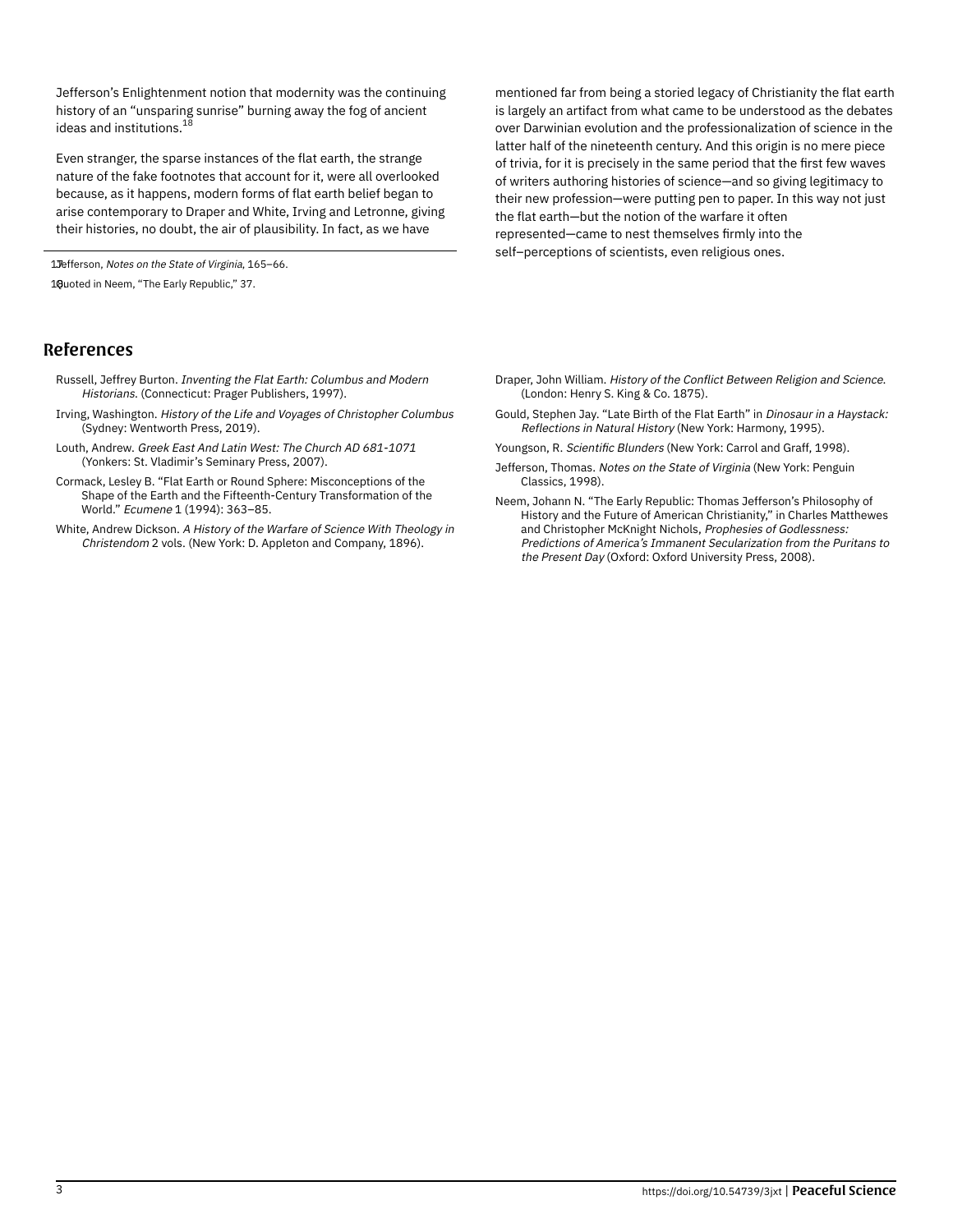Jefferson's Enlightenment notion that modernity was the continuing history of an "unsparing sunrise" burning away the fog of ancient ideas and institutions.[18]

Even stranger, the sparse instances of the flat earth, the strange nature of the fake footnotes that account for it, were all overlooked because, as it happens, modern forms of flat earth belief began to arise contemporary to Draper and White, Irving and Letronne, giving their histories, no doubt, the air of plausibility. In fact, as we have mentioned far from being a storied legacy of Christianity the flat earth is largely an artifact from what came to be understood as the debates over Darwinian evolution and the professionalization of science in the latter half of the nineteenth century. And this origin is no mere piece of trivia, for it is precisely in the same period that the first few waves of writers authoring histories of science—and so giving legitimacy to their new profession—were putting pen to paper. In this way not just the flat earth—but the notion of the warfare it often represented—came to nest themselves firmly into the self–perceptions of scientists, even religious ones.

17. Jefferson, *Notes on the State of Virginia*, 165–66.

18. Quoted in Neem, "The Early Republic," 37.

## References

Russell, Jeffrey Burton. *Inventing the Flat Earth: Columbus and Modern Historians*. (Connecticut: Prager Publishers, 1997).

Irving, Washington. *History of the Life and Voyages of Christopher Columbus* (Sydney: Wentworth Press, 2019).

Louth, Andrew. *Greek East And Latin West: The Church AD 681-1071* (Yonkers: St. Vladimir's Seminary Press, 2007).

Cormack, Lesley B. "Flat Earth or Round Sphere: Misconceptions of the Shape of the Earth and the Fifteenth-Century Transformation of the World." *Ecumene* 1 (1994): 363–85.

White, Andrew Dickson. *A History of the Warfare of Science With Theology in Christendom* 2 vols. (New York: D. Appleton and Company, 1896).

Draper, John William. *History of the Conflict Between Religion and Science*. (London: Henry S. King & Co. 1875).

Gould, Stephen Jay. "Late Birth of the Flat Earth" in *Dinosaur in a Haystack: Reflections in Natural History* (New York: Harmony, 1995).

Youngson, R. *Scientific Blunders* (New York: Carrol and Graff, 1998).

Jefferson, Thomas. *Notes on the State of Virginia* (New York: Penguin Classics, 1998).

Neem, Johann N. "The Early Republic: Thomas Jefferson's Philosophy of History and the Future of American Christianity," in Charles Matthewes and Christopher McKnight Nichols, *Prophesies of Godlessness: Predictions of America's Immanent Secularization from the Puritans to the Present Day* (Oxford: Oxford University Press, 2008).